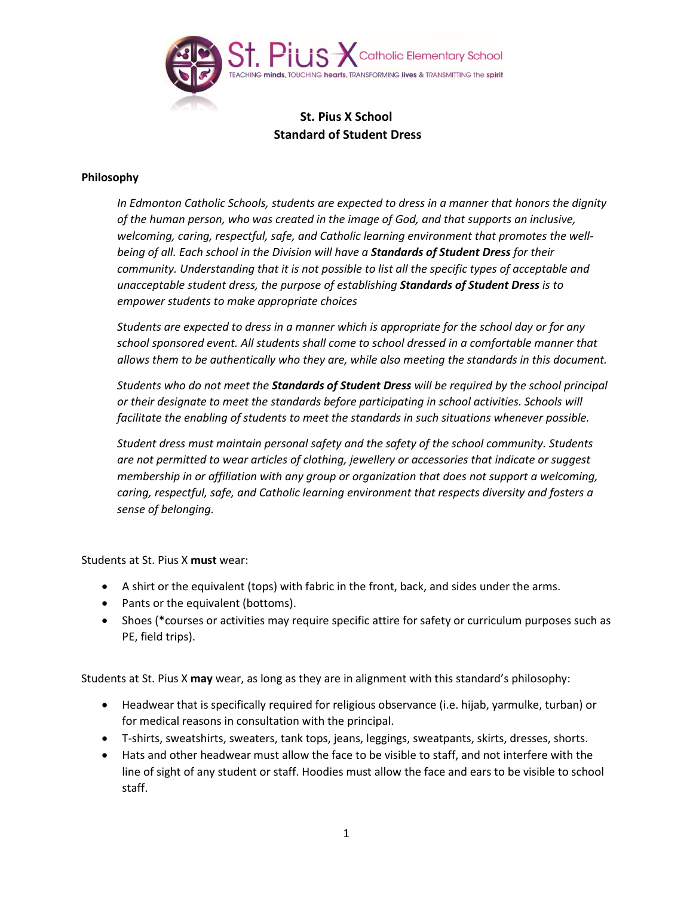St. Pius X Catholic Elementary School

TEACHING minds, TOUCHING hearts, TRANSFORMING lives & TRANSMITTING the spirit

# St. Pius X School
# Standard of Student Dress

**Philosophy**

*In Edmonton Catholic Schools, students are expected to dress in a manner that honors the dignity of the human person, who was created in the image of God, and that supports an inclusive, welcoming, caring, respectful, safe, and Catholic learning environment that promotes the well-being of all. Each school in the Division will have a* ***Standards of Student Dress*** *for their community. Understanding that it is not possible to list all the specific types of acceptable and unacceptable student dress, the purpose of establishing* ***Standards of Student Dress*** *is to empower students to make appropriate choices*

*Students are expected to dress in a manner which is appropriate for the school day or for any school sponsored event. All students shall come to school dressed in a comfortable manner that allows them to be authentically who they are, while also meeting the standards in this document.*

*Students who do not meet the* ***Standards of Student Dress*** *will be required by the school principal or their designate to meet the standards before participating in school activities. Schools will facilitate the enabling of students to meet the standards in such situations whenever possible.*

*Student dress must maintain personal safety and the safety of the school community. Students are not permitted to wear articles of clothing, jewellery or accessories that indicate or suggest membership in or affiliation with any group or organization that does not support a welcoming, caring, respectful, safe, and Catholic learning environment that respects diversity and fosters a sense of belonging.*

Students at St. Pius X **must** wear:

- A shirt or the equivalent (tops) with fabric in the front, back, and sides under the arms.
- Pants or the equivalent (bottoms).
- Shoes (*courses or activities may require specific attire for safety or curriculum purposes such as PE, field trips).

Students at St. Pius X **may** wear, as long as they are in alignment with this standard's philosophy:

- Headwear that is specifically required for religious observance (i.e. hijab, yarmulke, turban) or for medical reasons in consultation with the principal.
- T-shirts, sweatshirts, sweaters, tank tops, jeans, leggings, sweatpants, skirts, dresses, shorts.
- Hats and other headwear must allow the face to be visible to staff, and not interfere with the line of sight of any student or staff. Hoodies must allow the face and ears to be visible to school staff.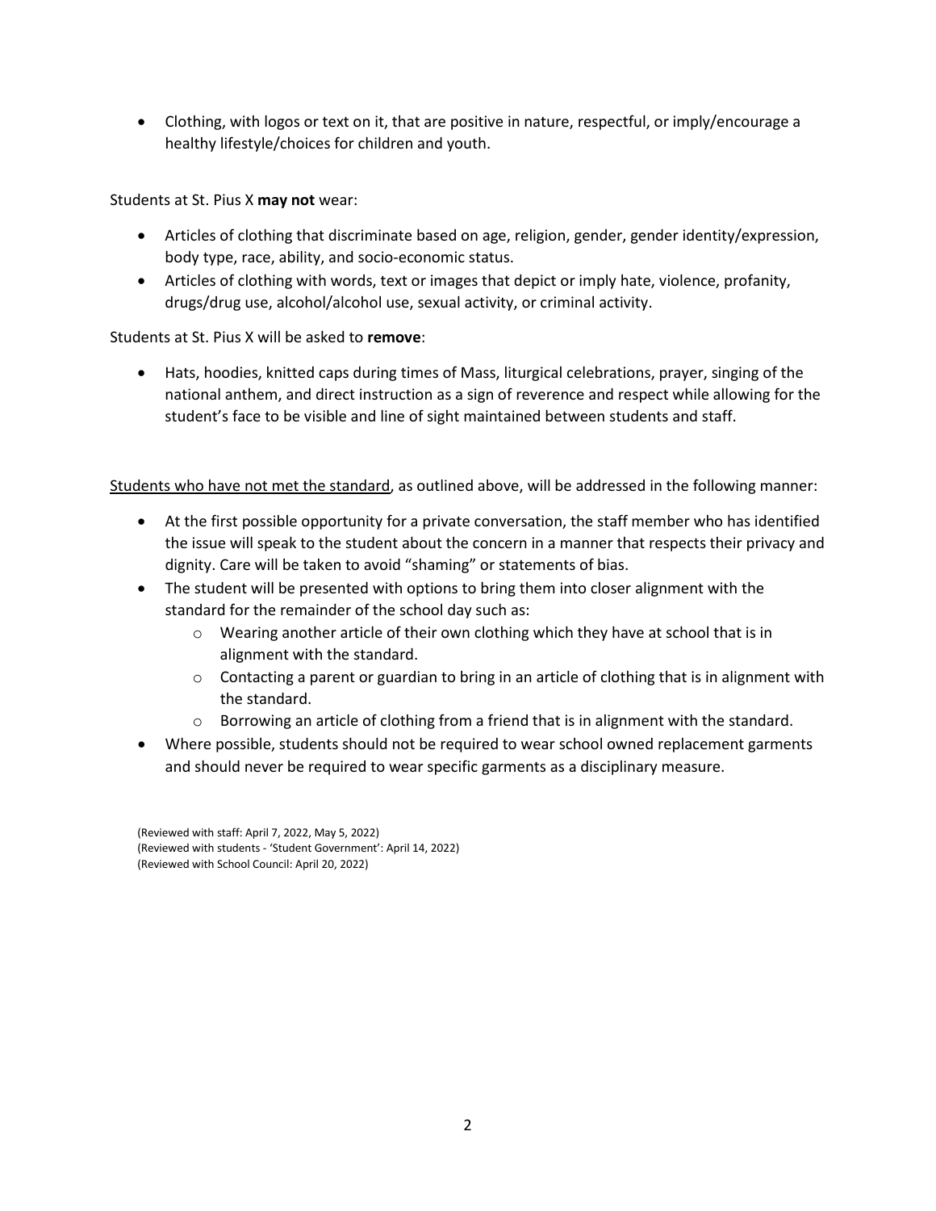- Clothing, with logos or text on it, that are positive in nature, respectful, or imply/encourage a healthy lifestyle/choices for children and youth.

Students at St. Pius X **may not** wear:

- Articles of clothing that discriminate based on age, religion, gender, gender identity/expression, body type, race, ability, and socio-economic status.
- Articles of clothing with words, text or images that depict or imply hate, violence, profanity, drugs/drug use, alcohol/alcohol use, sexual activity, or criminal activity.

Students at St. Pius X will be asked to **remove**:

- Hats, hoodies, knitted caps during times of Mass, liturgical celebrations, prayer, singing of the national anthem, and direct instruction as a sign of reverence and respect while allowing for the student's face to be visible and line of sight maintained between students and staff.

<u>Students who have not met the standard</u>, as outlined above, will be addressed in the following manner:

- At the first possible opportunity for a private conversation, the staff member who has identified the issue will speak to the student about the concern in a manner that respects their privacy and dignity. Care will be taken to avoid "shaming" or statements of bias.
- The student will be presented with options to bring them into closer alignment with the standard for the remainder of the school day such as:
  - Wearing another article of their own clothing which they have at school that is in alignment with the standard.
  - Contacting a parent or guardian to bring in an article of clothing that is in alignment with the standard.
  - Borrowing an article of clothing from a friend that is in alignment with the standard.
- Where possible, students should not be required to wear school owned replacement garments and should never be required to wear specific garments as a disciplinary measure.

(Reviewed with staff: April 7, 2022, May 5, 2022)
(Reviewed with students - 'Student Government': April 14, 2022)
(Reviewed with School Council: April 20, 2022)